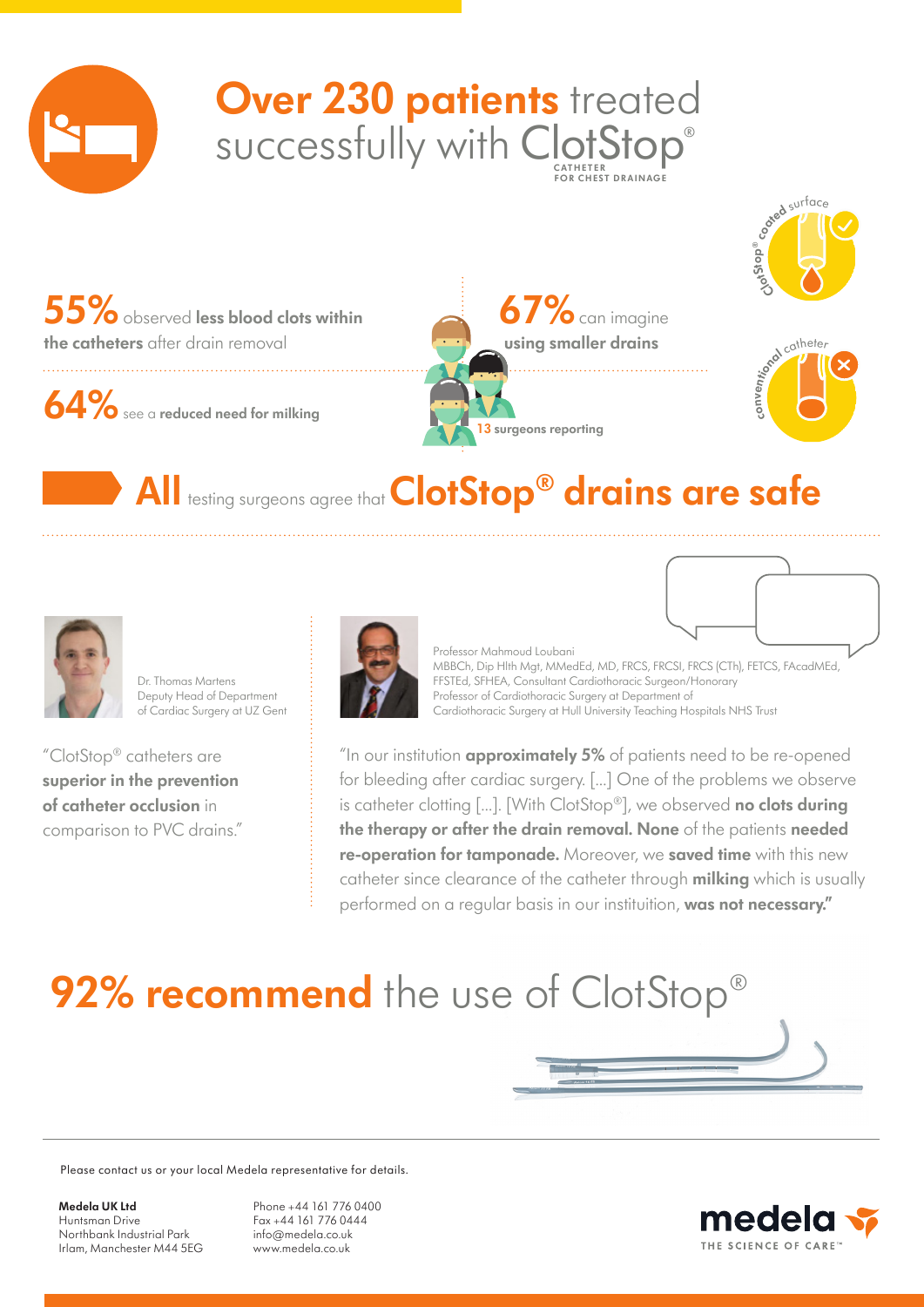# **Over 230 patients** treated successfully with ClotStop®

CATHETER FOR CHEST DRAINAGE

**55%** observed **less blood clots within the catheters** after drain removal

**64%** see a **reduced need for milking**

**67%** can imagine **using smaller drains**

13 surgeons reporting

ClotStop® coated surface

conventional catheter

## **All** testing surgeons agree that **ClotStop® drains are safe**

Dr. Thomas Martens
Deputy Head of Department of Cardiac Surgery at UZ Gent

"ClotStop® catheters are **superior in the prevention of catheter occlusion** in comparison to PVC drains."

Professor Mahmoud Loubani
MBBCh, Dip Hlth Mgt, MMedEd, MD, FRCS, FRCSI, FRCS (CTh), FETCS, FAcadMEd, FFSTEd, SFHEA, Consultant Cardiothoracic Surgeon/Honorary Professor of Cardiothoracic Surgery at Department of Cardiothoracic Surgery at Hull University Teaching Hospitals NHS Trust

"In our institution **approximately 5%** of patients need to be re-opened for bleeding after cardiac surgery. [...] One of the problems we observe is catheter clotting [...]. [With ClotStop®], we observed **no clots during the therapy or after the drain removal. None** of the patients **needed re-operation for tamponade.** Moreover, we **saved time** with this new catheter since clearance of the catheter through **milking** which is usually performed on a regular basis in our instituition, **was not necessary."**

## **92% recommend** the use of ClotStop®

Please contact us or your local Medela representative for details.

**Medela UK Ltd**
Huntsman Drive
Northbank Industrial Park
Irlam, Manchester M44 5EG

Phone +44 161 776 0400
Fax +44 161 776 0444
info@medela.co.uk
www.medela.co.uk

medela
THE SCIENCE OF CARE™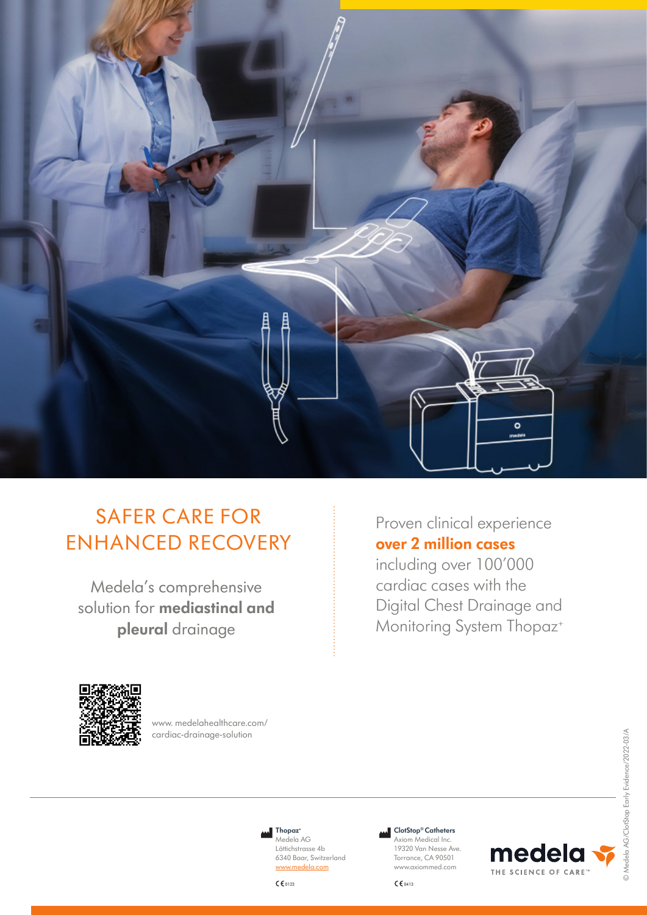# SAFER CARE FOR ENHANCED RECOVERY

Medela's comprehensive solution for **mediastinal and pleural** drainage

Proven clinical experience **over 2 million cases** including over 100'000 cardiac cases with the Digital Chest Drainage and Monitoring System Thopaz+

www. medelahealthcare.com/cardiac-drainage-solution

**Thopaz+**
Medela AG
Lättichstrasse 4b
6340 Baar, Switzerland
www.medela.com

CE 0123

**ClotStop® Catheters**
Axiom Medical Inc.
19320 Van Nesse Ave.
Torrance, CA 90501
www.axiommed.com

CE 0413

medela THE SCIENCE OF CARE™

© Medela AG/ClotStop Early Evidence/2022-03/A